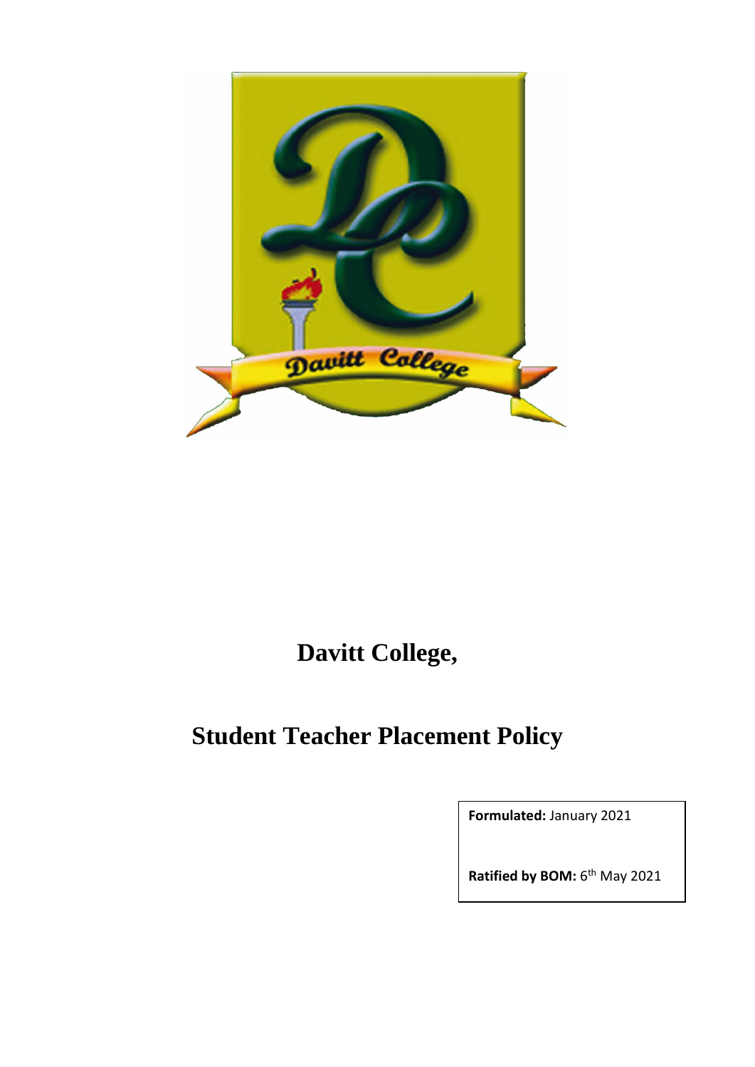# Davitt College,

# Student Teacher Placement Policy

**Formulated:** January 2021

**Ratified by BOM:** 6th May 2021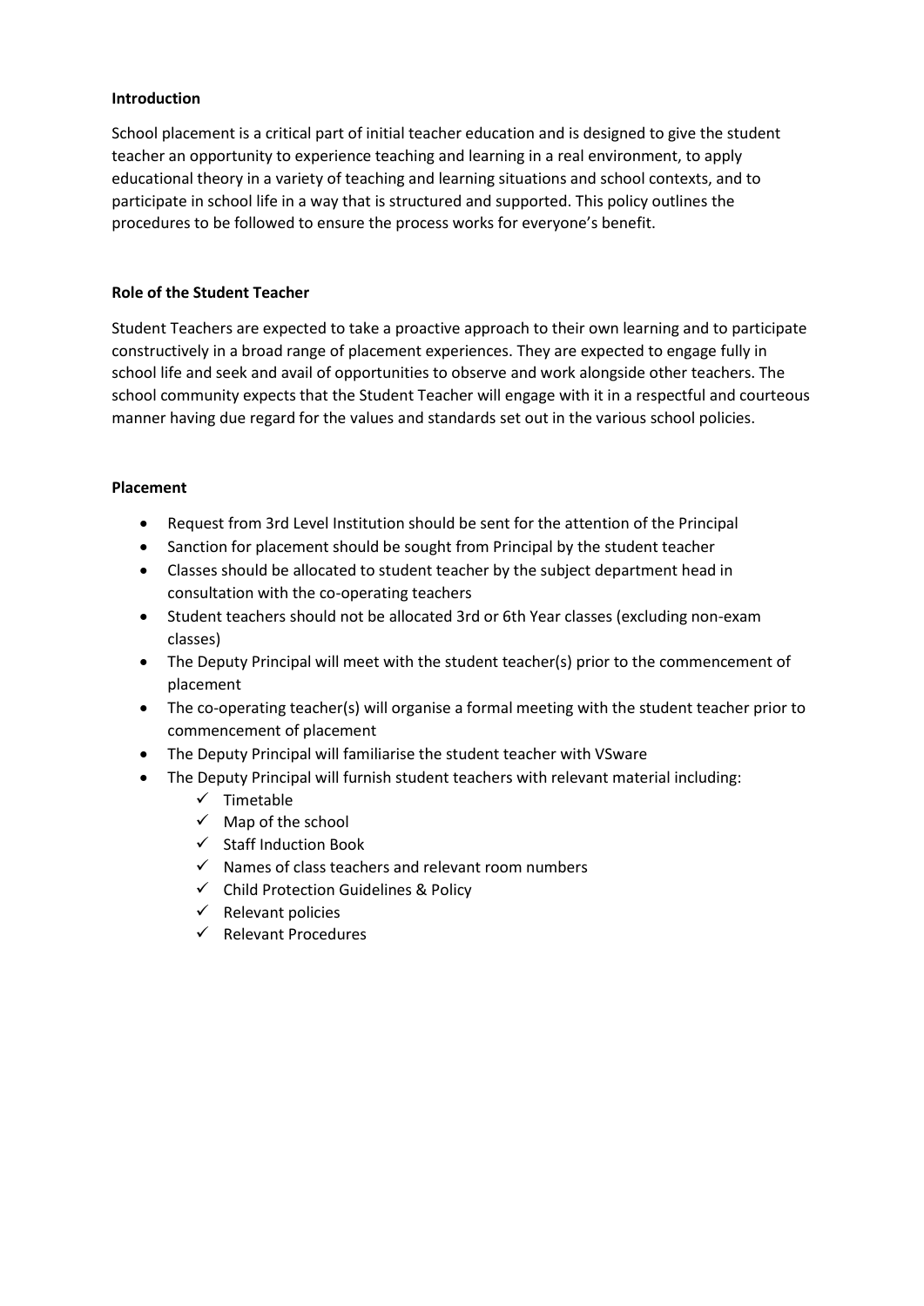**Introduction**

School placement is a critical part of initial teacher education and is designed to give the student teacher an opportunity to experience teaching and learning in a real environment, to apply educational theory in a variety of teaching and learning situations and school contexts, and to participate in school life in a way that is structured and supported. This policy outlines the procedures to be followed to ensure the process works for everyone's benefit.

**Role of the Student Teacher**

Student Teachers are expected to take a proactive approach to their own learning and to participate constructively in a broad range of placement experiences. They are expected to engage fully in school life and seek and avail of opportunities to observe and work alongside other teachers. The school community expects that the Student Teacher will engage with it in a respectful and courteous manner having due regard for the values and standards set out in the various school policies.

**Placement**

- Request from 3rd Level Institution should be sent for the attention of the Principal
- Sanction for placement should be sought from Principal by the student teacher
- Classes should be allocated to student teacher by the subject department head in consultation with the co-operating teachers
- Student teachers should not be allocated 3rd or 6th Year classes (excluding non-exam classes)
- The Deputy Principal will meet with the student teacher(s) prior to the commencement of placement
- The co-operating teacher(s) will organise a formal meeting with the student teacher prior to commencement of placement
- The Deputy Principal will familiarise the student teacher with VSware
- The Deputy Principal will furnish student teachers with relevant material including:
  - ✓ Timetable
  - ✓ Map of the school
  - ✓ Staff Induction Book
  - ✓ Names of class teachers and relevant room numbers
  - ✓ Child Protection Guidelines & Policy
  - ✓ Relevant policies
  - ✓ Relevant Procedures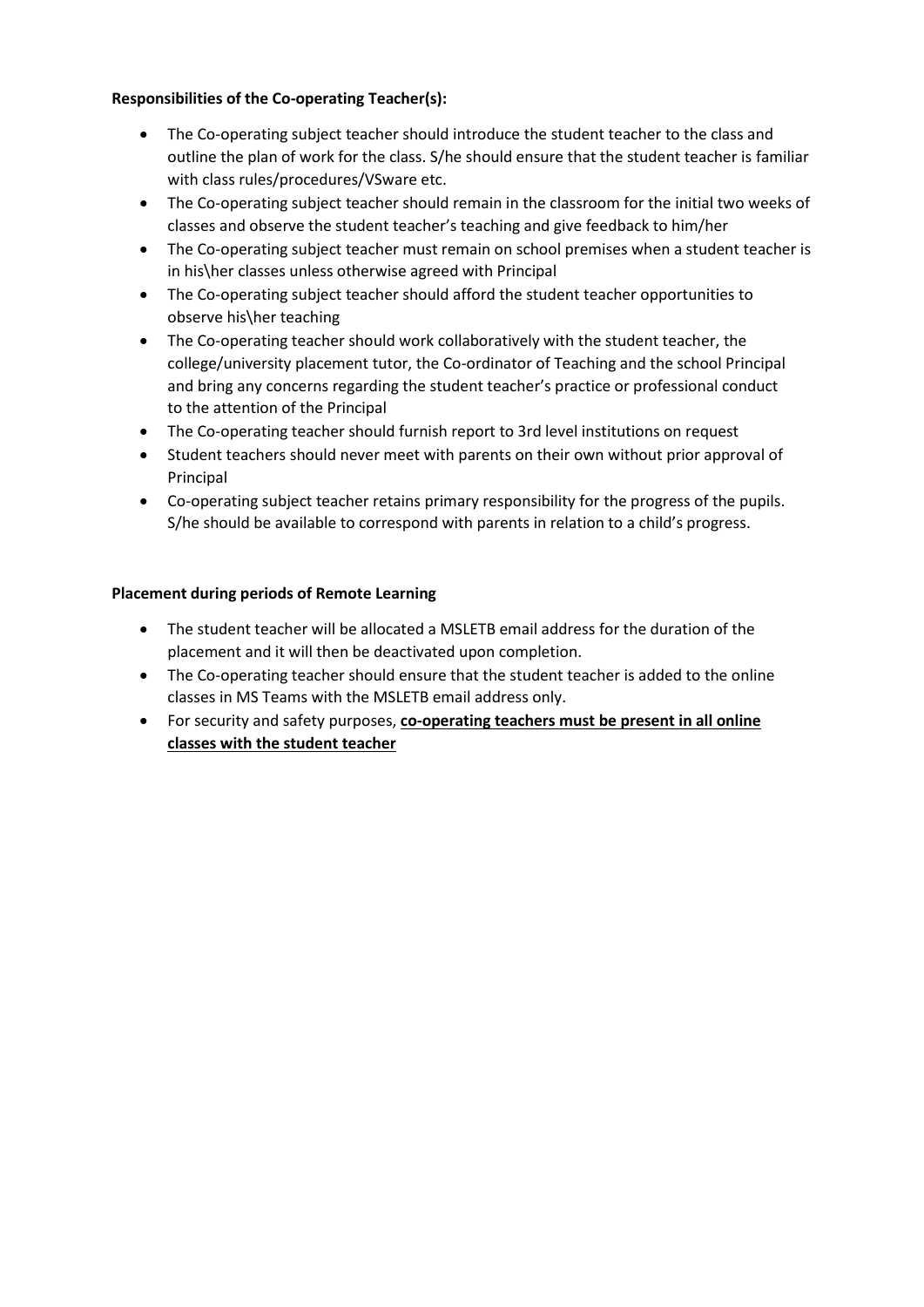**Responsibilities of the Co-operating Teacher(s):**

- The Co-operating subject teacher should introduce the student teacher to the class and outline the plan of work for the class. S/he should ensure that the student teacher is familiar with class rules/procedures/VSware etc.
- The Co-operating subject teacher should remain in the classroom for the initial two weeks of classes and observe the student teacher's teaching and give feedback to him/her
- The Co-operating subject teacher must remain on school premises when a student teacher is in his\her classes unless otherwise agreed with Principal
- The Co-operating subject teacher should afford the student teacher opportunities to observe his\her teaching
- The Co-operating teacher should work collaboratively with the student teacher, the college/university placement tutor, the Co-ordinator of Teaching and the school Principal and bring any concerns regarding the student teacher's practice or professional conduct to the attention of the Principal
- The Co-operating teacher should furnish report to 3rd level institutions on request
- Student teachers should never meet with parents on their own without prior approval of Principal
- Co-operating subject teacher retains primary responsibility for the progress of the pupils. S/he should be available to correspond with parents in relation to a child's progress.

**Placement during periods of Remote Learning**

- The student teacher will be allocated a MSLETB email address for the duration of the placement and it will then be deactivated upon completion.
- The Co-operating teacher should ensure that the student teacher is added to the online classes in MS Teams with the MSLETB email address only.
- For security and safety purposes, **co-operating teachers must be present in all online classes with the student teacher**